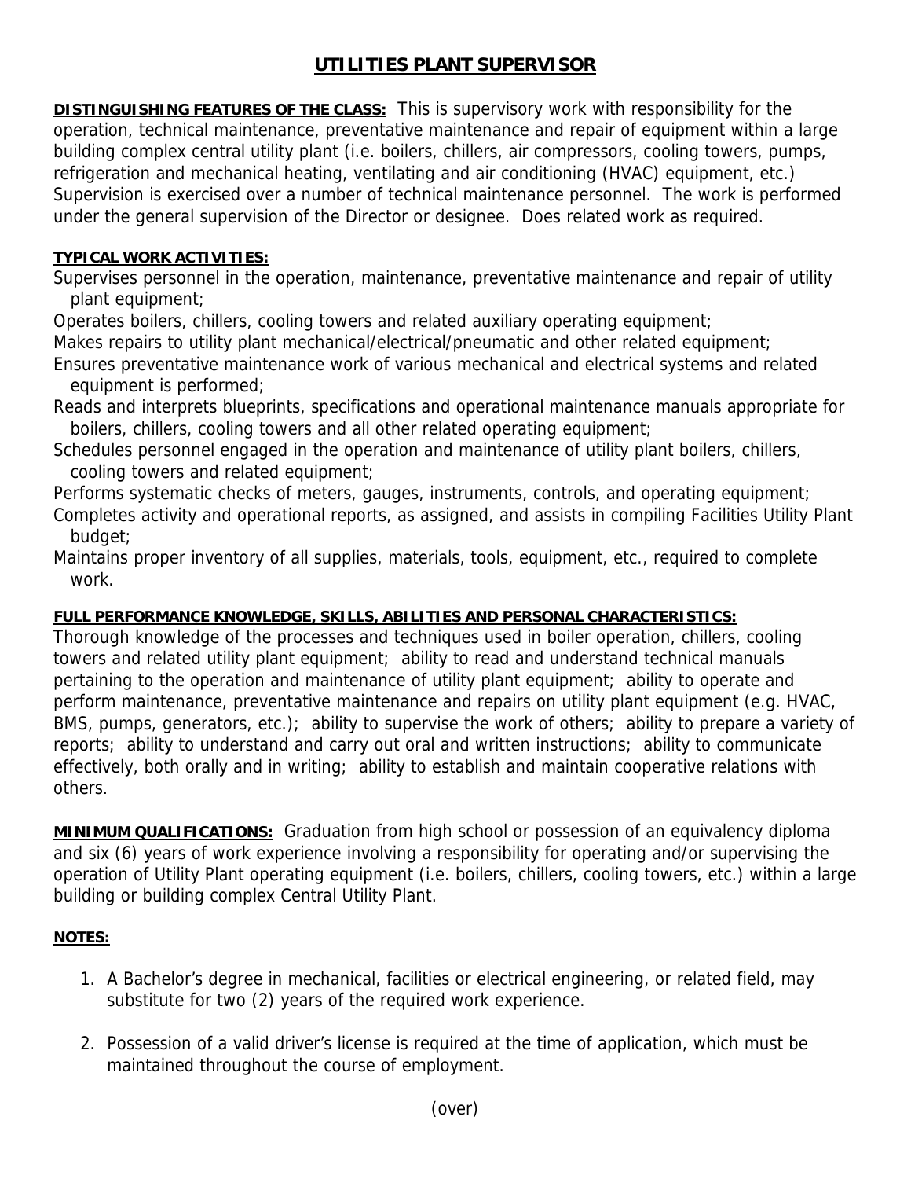# UTILITIES PLANT SUPERVISOR

**DISTINGUISHING FEATURES OF THE CLASS:** This is supervisory work with responsibility for the operation, technical maintenance, preventative maintenance and repair of equipment within a large building complex central utility plant (i.e. boilers, chillers, air compressors, cooling towers, pumps, refrigeration and mechanical heating, ventilating and air conditioning (HVAC) equipment, etc.) Supervision is exercised over a number of technical maintenance personnel. The work is performed under the general supervision of the Director or designee. Does related work as required.

**TYPICAL WORK ACTIVITIES:**

Supervises personnel in the operation, maintenance, preventative maintenance and repair of utility plant equipment;

Operates boilers, chillers, cooling towers and related auxiliary operating equipment;

Makes repairs to utility plant mechanical/electrical/pneumatic and other related equipment;

Ensures preventative maintenance work of various mechanical and electrical systems and related equipment is performed;

Reads and interprets blueprints, specifications and operational maintenance manuals appropriate for boilers, chillers, cooling towers and all other related operating equipment;

Schedules personnel engaged in the operation and maintenance of utility plant boilers, chillers, cooling towers and related equipment;

Performs systematic checks of meters, gauges, instruments, controls, and operating equipment;

Completes activity and operational reports, as assigned, and assists in compiling Facilities Utility Plant budget;

Maintains proper inventory of all supplies, materials, tools, equipment, etc., required to complete work.

**FULL PERFORMANCE KNOWLEDGE, SKILLS, ABILITIES AND PERSONAL CHARACTERISTICS:**

Thorough knowledge of the processes and techniques used in boiler operation, chillers, cooling towers and related utility plant equipment; ability to read and understand technical manuals pertaining to the operation and maintenance of utility plant equipment; ability to operate and perform maintenance, preventative maintenance and repairs on utility plant equipment (e.g. HVAC, BMS, pumps, generators, etc.); ability to supervise the work of others; ability to prepare a variety of reports; ability to understand and carry out oral and written instructions; ability to communicate effectively, both orally and in writing; ability to establish and maintain cooperative relations with others.

**MINIMUM QUALIFICATIONS:** Graduation from high school or possession of an equivalency diploma and six (6) years of work experience involving a responsibility for operating and/or supervising the operation of Utility Plant operating equipment (i.e. boilers, chillers, cooling towers, etc.) within a large building or building complex Central Utility Plant.

**NOTES:**

1. A Bachelor's degree in mechanical, facilities or electrical engineering, or related field, may substitute for two (2) years of the required work experience.

2. Possession of a valid driver's license is required at the time of application, which must be maintained throughout the course of employment.

(over)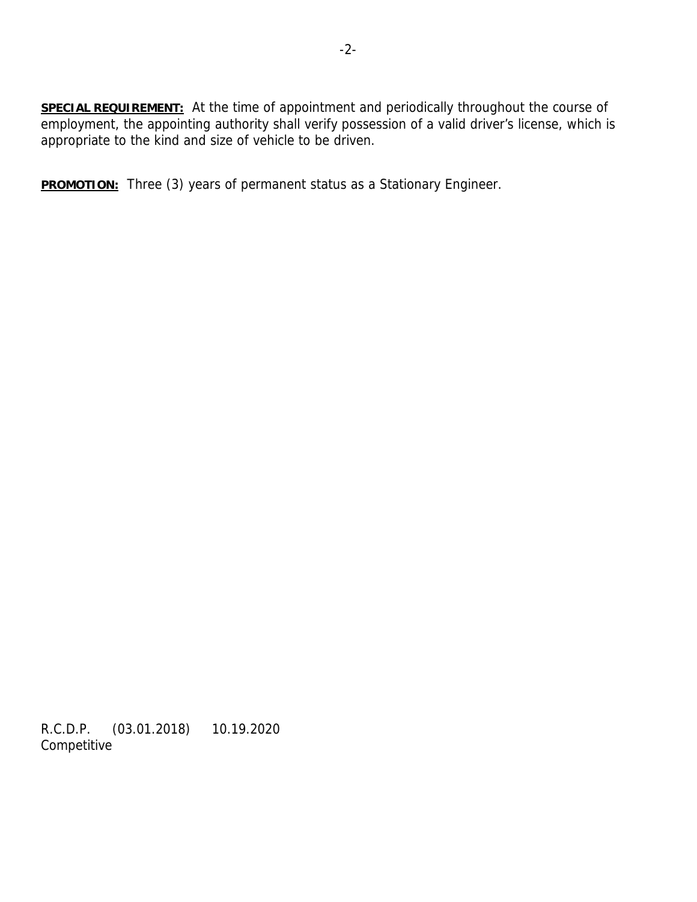**SPECIAL REQUIREMENT:** At the time of appointment and periodically throughout the course of employment, the appointing authority shall verify possession of a valid driver's license, which is appropriate to the kind and size of vehicle to be driven.

**PROMOTION:** Three (3) years of permanent status as a Stationary Engineer.

R.C.D.P. (03.01.2018) 10.19.2020
Competitive